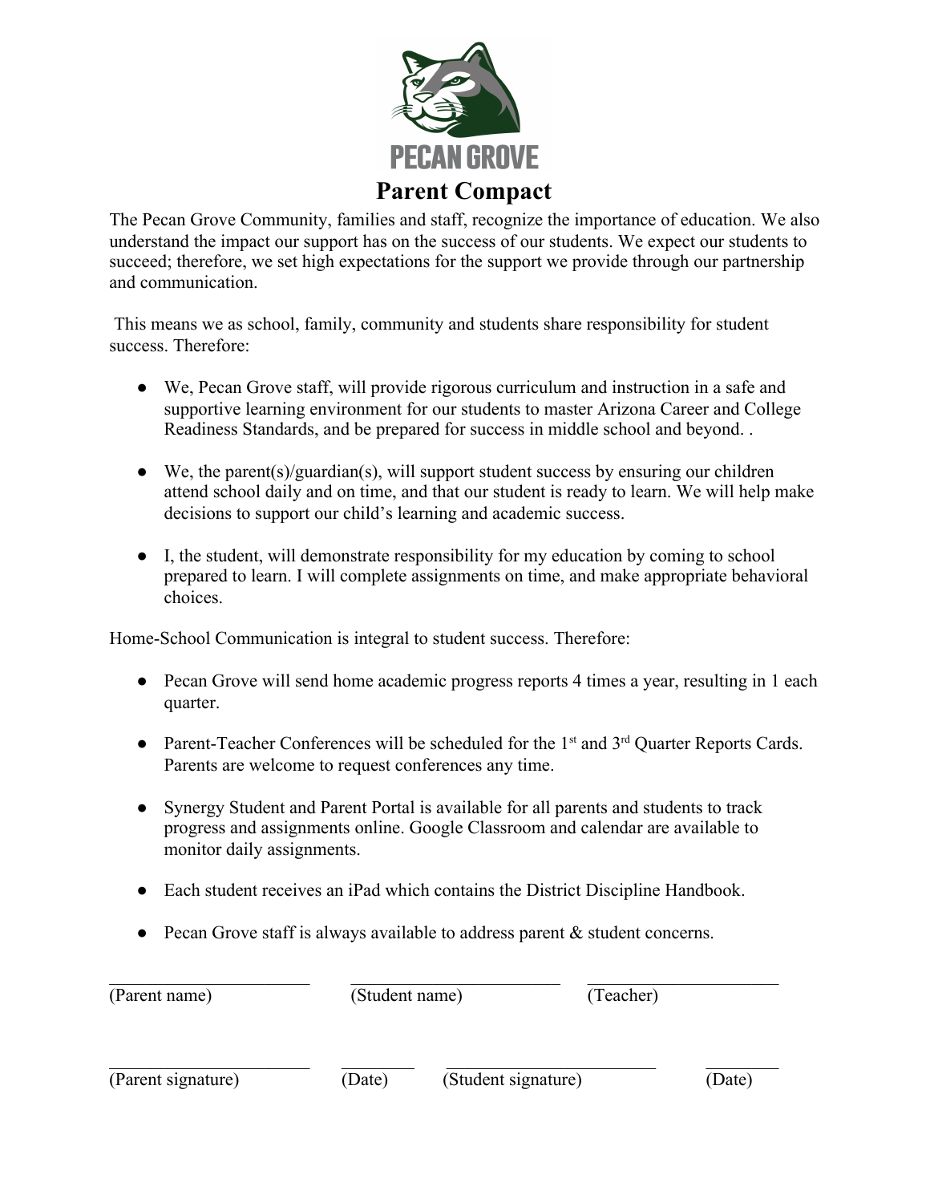PECAN GROVE

# Parent Compact

The Pecan Grove Community, families and staff, recognize the importance of education. We also understand the impact our support has on the success of our students. We expect our students to succeed; therefore, we set high expectations for the support we provide through our partnership and communication.

This means we as school, family, community and students share responsibility for student success. Therefore:

- We, Pecan Grove staff, will provide rigorous curriculum and instruction in a safe and supportive learning environment for our students to master Arizona Career and College Readiness Standards, and be prepared for success in middle school and beyond. .

- We, the parent(s)/guardian(s), will support student success by ensuring our children attend school daily and on time, and that our student is ready to learn. We will help make decisions to support our child's learning and academic success.

- I, the student, will demonstrate responsibility for my education by coming to school prepared to learn. I will complete assignments on time, and make appropriate behavioral choices.

Home-School Communication is integral to student success. Therefore:

- Pecan Grove will send home academic progress reports 4 times a year, resulting in 1 each quarter.

- Parent-Teacher Conferences will be scheduled for the 1st and 3rd Quarter Reports Cards. Parents are welcome to request conferences any time.

- Synergy Student and Parent Portal is available for all parents and students to track progress and assignments online. Google Classroom and calendar are available to monitor daily assignments.

- Each student receives an iPad which contains the District Discipline Handbook.

- Pecan Grove staff is always available to address parent & student concerns.

\_\_\_\_\_\_\_\_\_\_\_\_\_\_\_\_\_\_\_\_\_\_\_\_ \_\_\_\_\_\_\_\_\_\_\_\_\_\_\_\_\_\_\_\_\_\_\_\_ \_\_\_\_\_\_\_\_\_\_\_\_\_\_\_\_\_\_\_\_\_\_\_\_
(Parent name) (Student name) (Teacher)

\_\_\_\_\_\_\_\_\_\_\_\_\_\_\_\_\_\_\_\_\_\_\_\_ \_\_\_\_\_\_\_\_\_ \_\_\_\_\_\_\_\_\_\_\_\_\_\_\_\_\_\_\_\_\_\_\_\_ \_\_\_\_\_\_\_\_\_
(Parent signature) (Date) (Student signature) (Date)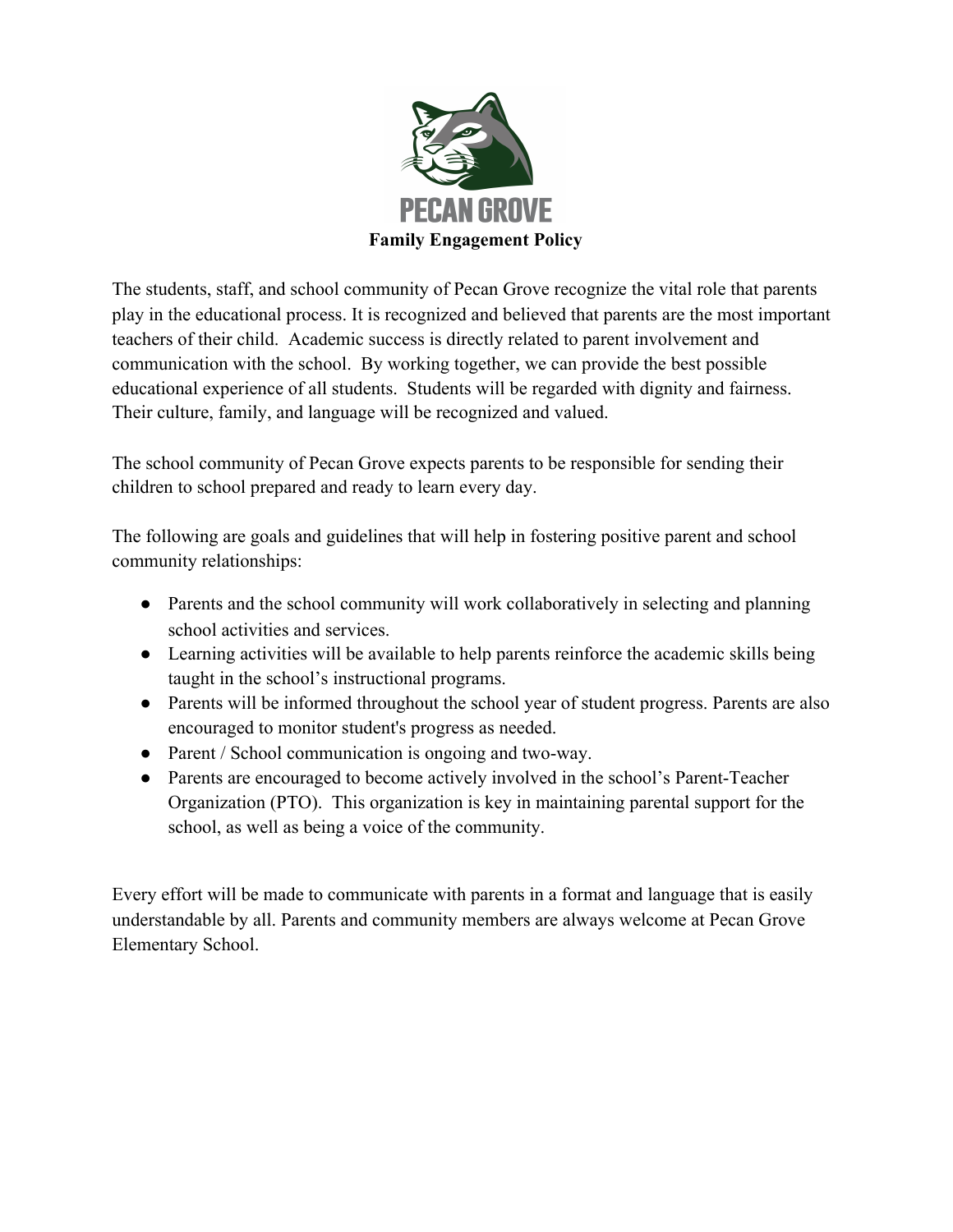PECAN GROVE

# Family Engagement Policy

The students, staff, and school community of Pecan Grove recognize the vital role that parents play in the educational process. It is recognized and believed that parents are the most important teachers of their child. Academic success is directly related to parent involvement and communication with the school. By working together, we can provide the best possible educational experience of all students. Students will be regarded with dignity and fairness. Their culture, family, and language will be recognized and valued.

The school community of Pecan Grove expects parents to be responsible for sending their children to school prepared and ready to learn every day.

The following are goals and guidelines that will help in fostering positive parent and school community relationships:

- Parents and the school community will work collaboratively in selecting and planning school activities and services.
- Learning activities will be available to help parents reinforce the academic skills being taught in the school's instructional programs.
- Parents will be informed throughout the school year of student progress. Parents are also encouraged to monitor student's progress as needed.
- Parent / School communication is ongoing and two-way.
- Parents are encouraged to become actively involved in the school's Parent-Teacher Organization (PTO). This organization is key in maintaining parental support for the school, as well as being a voice of the community.

Every effort will be made to communicate with parents in a format and language that is easily understandable by all. Parents and community members are always welcome at Pecan Grove Elementary School.